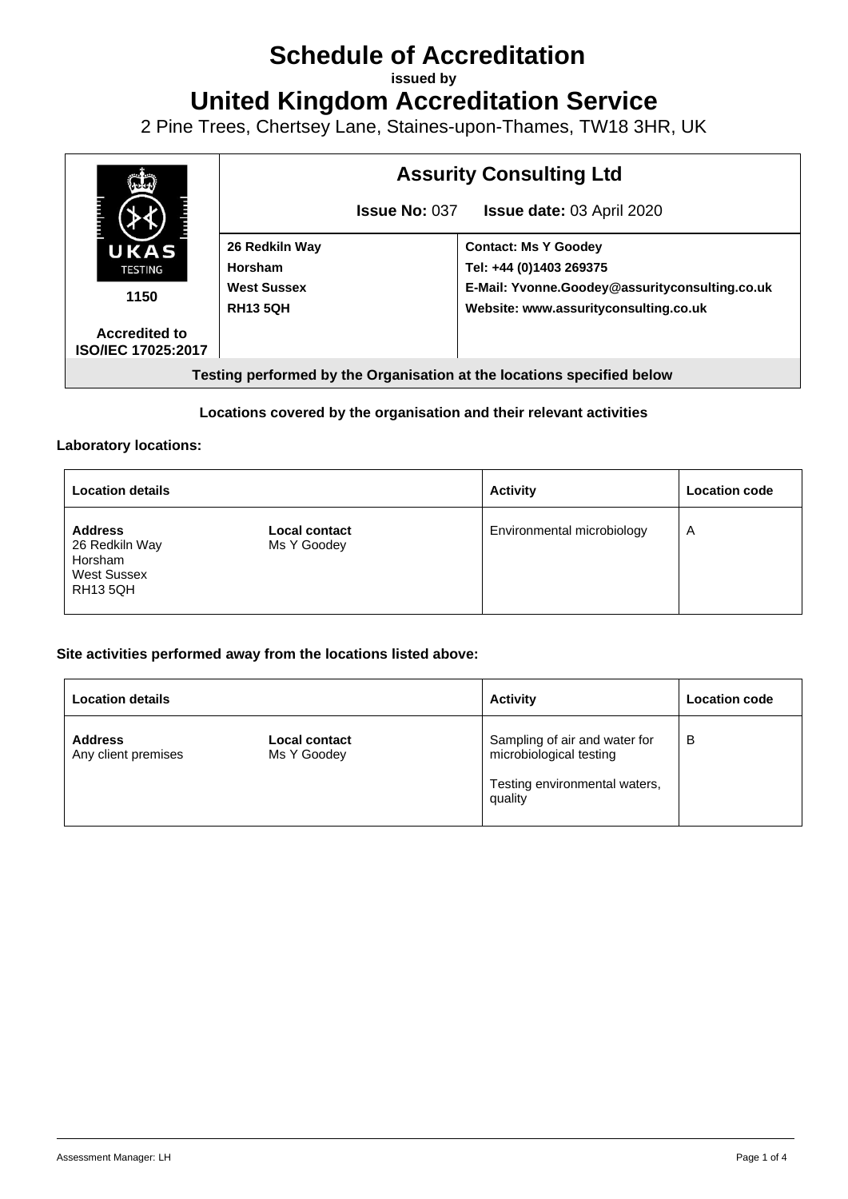# Schedule of Accreditation

**issued by**

# United Kingdom Accreditation Service

2 Pine Trees, Chertsey Lane, Staines-upon-Thames, TW18 3HR, UK

| UKAS TESTING 1150 Accredited to ISO/IEC 17025:2017 | **Assurity Consulting Ltd** | |
|---|---|---|
| | **Issue No:** 037 **Issue date:** 03 April 2020 | |
| | **26 Redkiln Way**<br>**Horsham**<br>**West Sussex**<br>**RH13 5QH** | **Contact: Ms Y Goodey**<br>**Tel: +44 (0)1403 269375**<br>**E-Mail: Yvonne.Goodey@assurityconsulting.co.uk**<br>**Website: www.assurityconsulting.co.uk** |

**Testing performed by the Organisation at the locations specified below**

**Locations covered by the organisation and their relevant activities**

**Laboratory locations:**

| Location details | | Activity | Location code |
|---|---|---|---|
| **Address**<br>26 Redkiln Way<br>Horsham<br>West Sussex<br>RH13 5QH | **Local contact**<br>Ms Y Goodey | Environmental microbiology | A |

**Site activities performed away from the locations listed above:**

| Location details | | Activity | Location code |
|---|---|---|---|
| **Address**<br>Any client premises | **Local contact**<br>Ms Y Goodey | Sampling of air and water for microbiological testing<br><br>Testing environmental waters, quality | B |

Assessment Manager: LH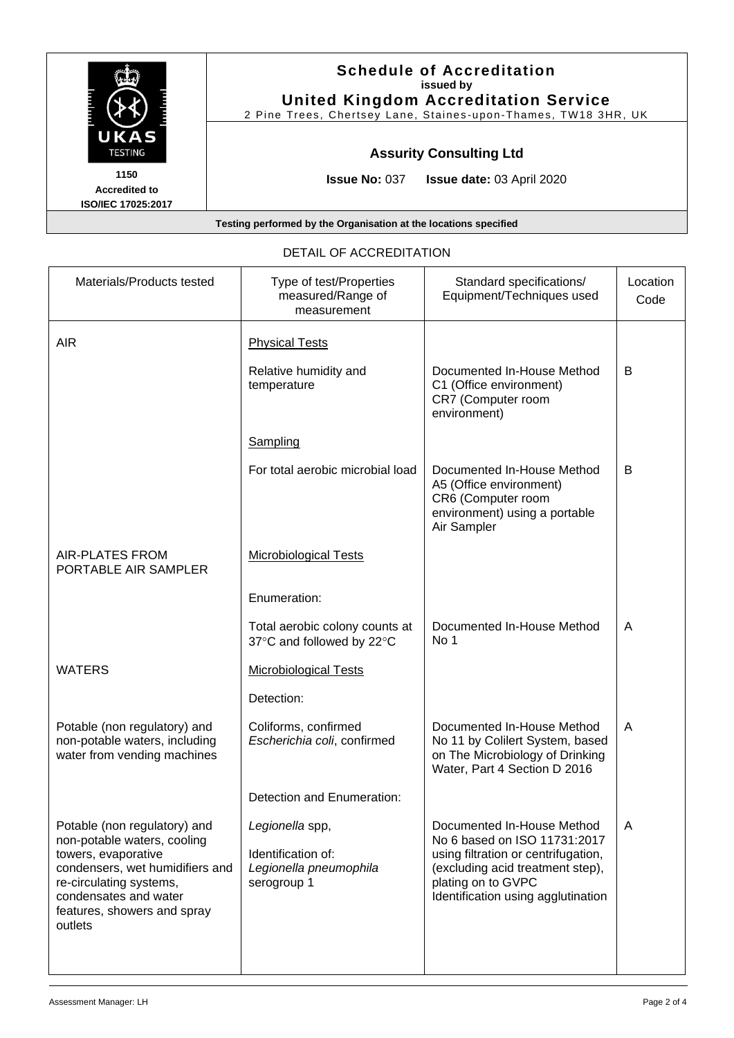**Schedule of Accreditation**
**issued by**
**United Kingdom Accreditation Service**
2 Pine Trees, Chertsey Lane, Staines-upon-Thames, TW18 3HR, UK

UKAS TESTING
**1150**
**Accredited to**
**ISO/IEC 17025:2017**

**Assurity Consulting Ltd**

**Issue No:** 037 **Issue date:** 03 April 2020

**Testing performed by the Organisation at the locations specified**

DETAIL OF ACCREDITATION

| Materials/Products tested | Type of test/Properties measured/Range of measurement | Standard specifications/ Equipment/Techniques used | Location Code |
|---|---|---|---|
| AIR | Physical Tests | | |
| | Relative humidity and temperature | Documented In-House Method C1 (Office environment) CR7 (Computer room environment) | B |
| | Sampling | | |
| | For total aerobic microbial load | Documented In-House Method A5 (Office environment) CR6 (Computer room environment) using a portable Air Sampler | B |
| AIR-PLATES FROM PORTABLE AIR SAMPLER | Microbiological Tests | | |
| | Enumeration: | | |
| | Total aerobic colony counts at 37°C and followed by 22°C | Documented In-House Method No 1 | A |
| WATERS | Microbiological Tests | | |
| | Detection: | | |
| Potable (non regulatory) and non-potable waters, including water from vending machines | Coliforms, confirmed *Escherichia coli*, confirmed | Documented In-House Method No 11 by Colilert System, based on The Microbiology of Drinking Water, Part 4 Section D 2016 | A |
| | Detection and Enumeration: | | |
| Potable (non regulatory) and non-potable waters, cooling towers, evaporative condensers, wet humidifiers and re-circulating systems, condensates and water features, showers and spray outlets | *Legionella* spp, Identification of: *Legionella pneumophila* serogroup 1 | Documented In-House Method No 6 based on ISO 11731:2017 using filtration or centrifugation, (excluding acid treatment step), plating on to GVPC Identification using agglutination | A |

Assessment Manager: LH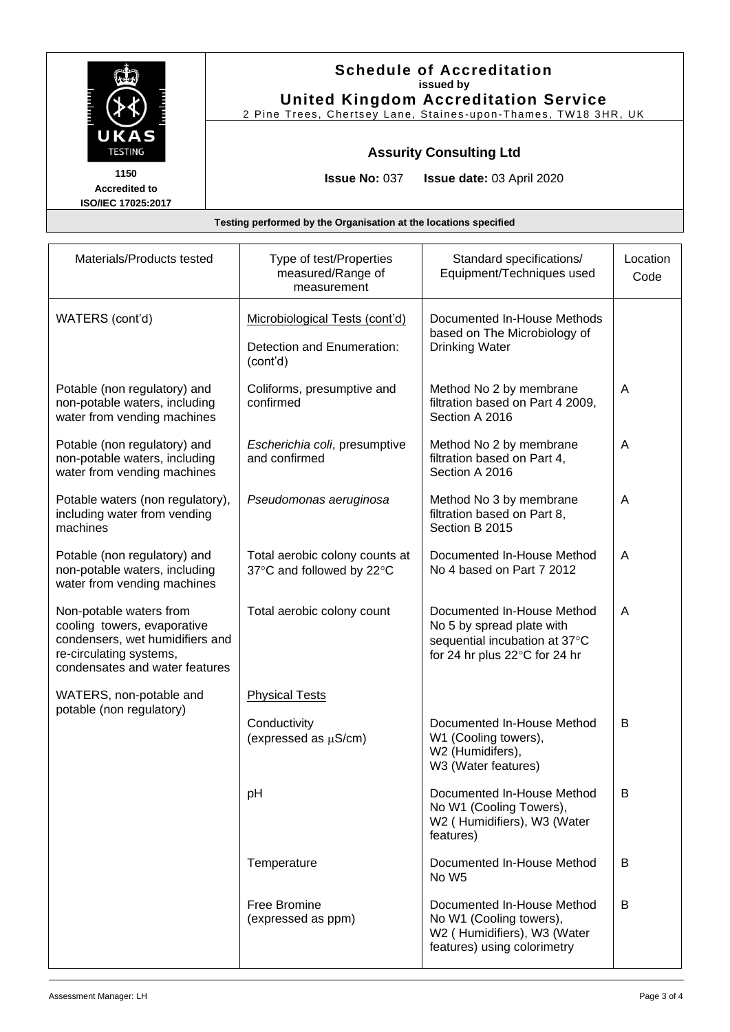**Schedule of Accreditation**
**issued by**
**United Kingdom Accreditation Service**
2 Pine Trees, Chertsey Lane, Staines-upon-Thames, TW18 3HR, UK

UKAS TESTING
**1150**
**Accredited to ISO/IEC 17025:2017**

**Assurity Consulting Ltd**

**Issue No:** 037 **Issue date:** 03 April 2020

**Testing performed by the Organisation at the locations specified**

| Materials/Products tested | Type of test/Properties measured/Range of measurement | Standard specifications/ Equipment/Techniques used | Location Code |
|---|---|---|---|
| WATERS (cont'd) | Microbiological Tests (cont'd)<br><br>Detection and Enumeration: (cont'd) | Documented In-House Methods based on The Microbiology of Drinking Water | |
| Potable (non regulatory) and non-potable waters, including water from vending machines | Coliforms, presumptive and confirmed | Method No 2 by membrane filtration based on Part 4 2009, Section A 2016 | A |
| Potable (non regulatory) and non-potable waters, including water from vending machines | *Escherichia coli*, presumptive and confirmed | Method No 2 by membrane filtration based on Part 4, Section A 2016 | A |
| Potable waters (non regulatory), including water from vending machines | *Pseudomonas aeruginosa* | Method No 3 by membrane filtration based on Part 8, Section B 2015 | A |
| Potable (non regulatory) and non-potable waters, including water from vending machines | Total aerobic colony counts at 37°C and followed by 22°C | Documented In-House Method No 4 based on Part 7 2012 | A |
| Non-potable waters from cooling towers, evaporative condensers, wet humidifiers and re-circulating systems, condensates and water features | Total aerobic colony count | Documented In-House Method No 5 by spread plate with sequential incubation at 37°C for 24 hr plus 22°C for 24 hr | A |
| WATERS, non-potable and potable (non regulatory) | Physical Tests | | |
| | Conductivity (expressed as μS/cm) | Documented In-House Method W1 (Cooling towers), W2 (Humidifers), W3 (Water features) | B |
| | pH | Documented In-House Method No W1 (Cooling Towers), W2 ( Humidifiers), W3 (Water features) | B |
| | Temperature | Documented In-House Method No W5 | B |
| | Free Bromine (expressed as ppm) | Documented In-House Method No W1 (Cooling towers), W2 ( Humidifiers), W3 (Water features) using colorimetry | B |

Assessment Manager: LH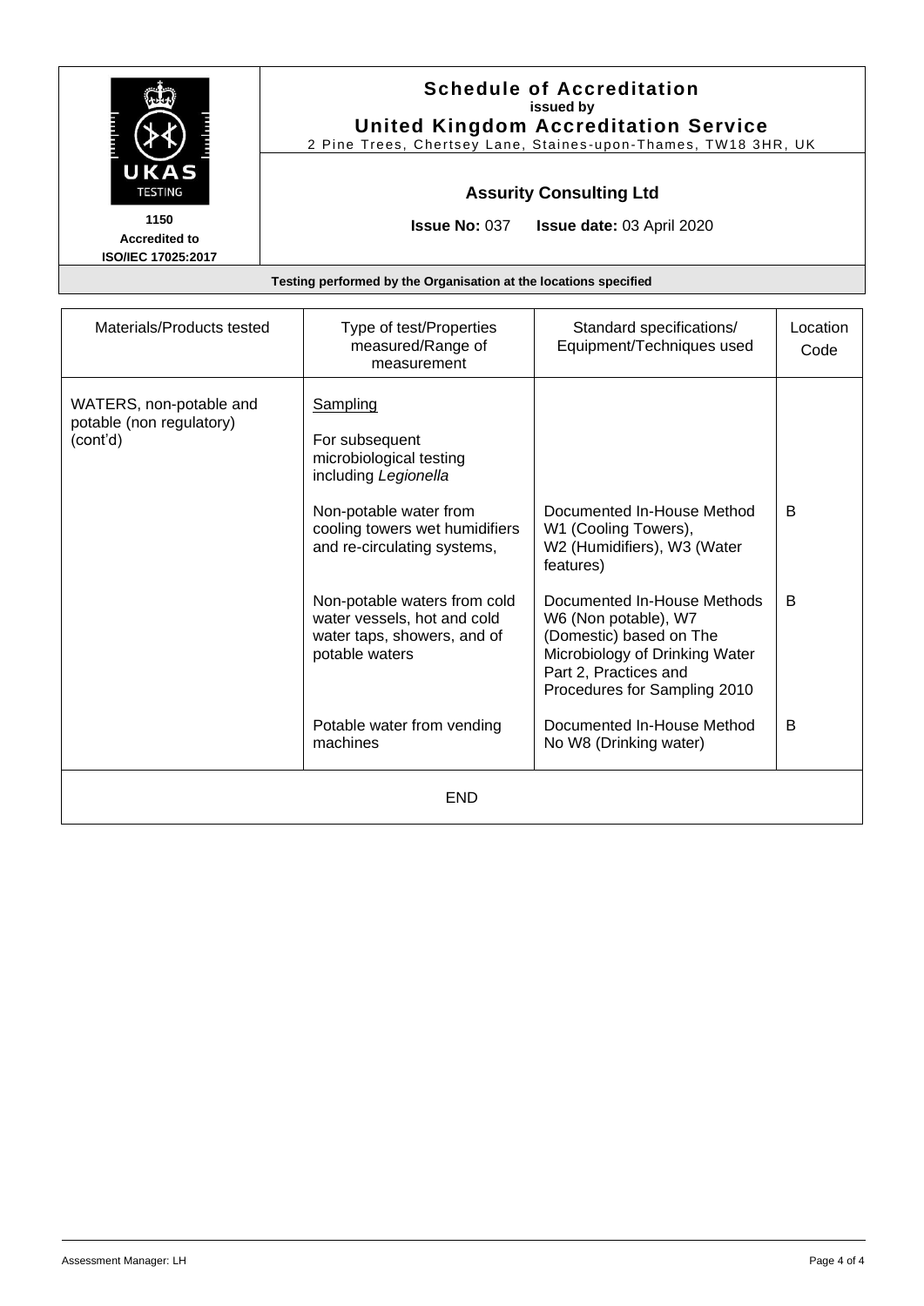**Schedule of Accreditation**
**issued by**
**United Kingdom Accreditation Service**
2 Pine Trees, Chertsey Lane, Staines-upon-Thames, TW18 3HR, UK

UKAS TESTING

**1150**
**Accredited to**
**ISO/IEC 17025:2017**

**Assurity Consulting Ltd**

**Issue No:** 037 **Issue date:** 03 April 2020

**Testing performed by the Organisation at the locations specified**

| Materials/Products tested | Type of test/Properties measured/Range of measurement | Standard specifications/ Equipment/Techniques used | Location Code |
|---|---|---|---|
| WATERS, non-potable and potable (non regulatory) (cont'd) | Sampling<br><br>For subsequent microbiological testing including *Legionella* | | |
| | Non-potable water from cooling towers wet humidifiers and re-circulating systems, | Documented In-House Method W1 (Cooling Towers), W2 (Humidifiers), W3 (Water features) | B |
| | Non-potable waters from cold water vessels, hot and cold water taps, showers, and of potable waters | Documented In-House Methods W6 (Non potable), W7 (Domestic) based on The Microbiology of Drinking Water Part 2, Practices and Procedures for Sampling 2010 | B |
| | Potable water from vending machines | Documented In-House Method No W8 (Drinking water) | B |

END

Assessment Manager: LH